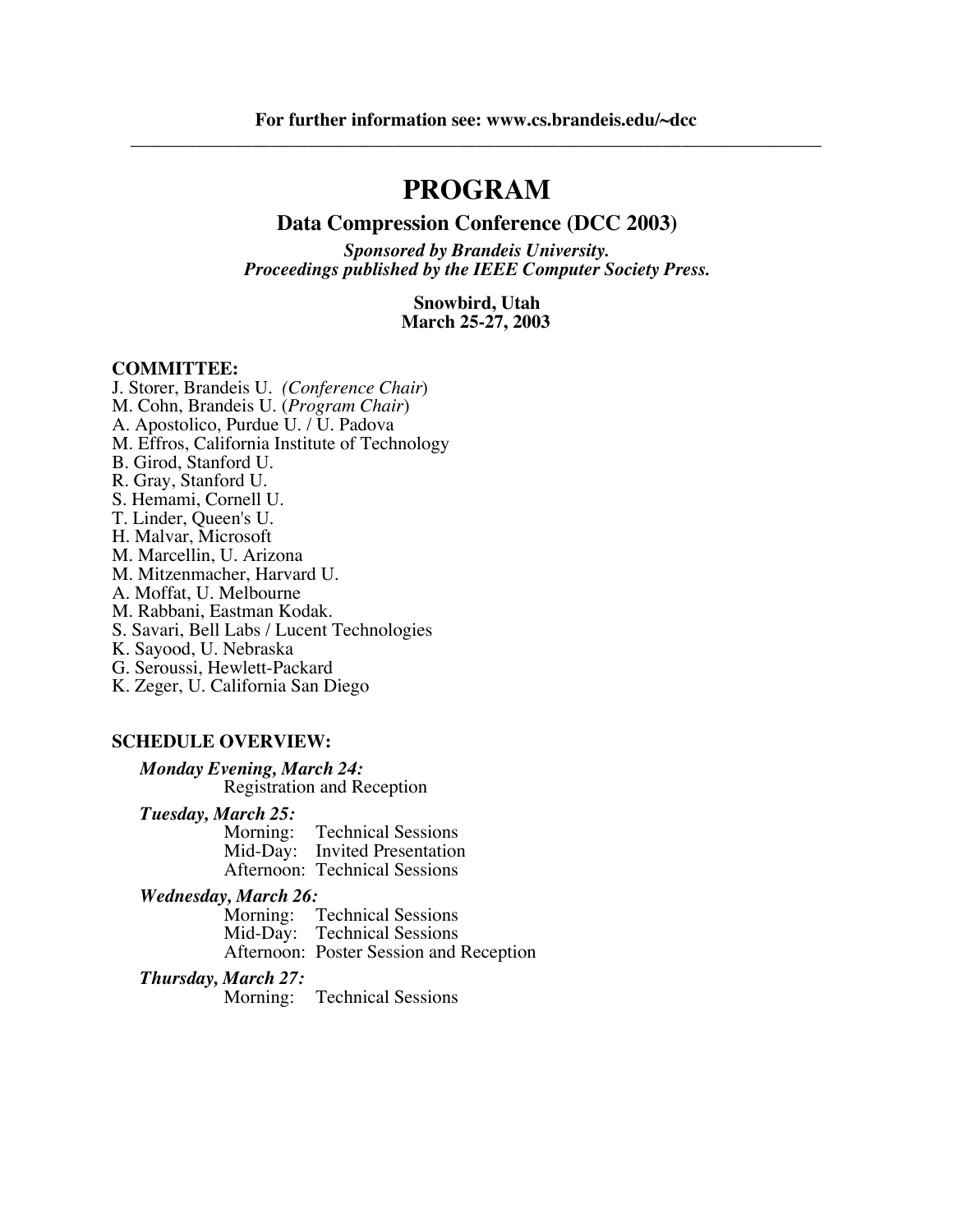**For further information see: www.cs.brandeis.edu/~dcc**

---

# PROGRAM

## Data Compression Conference (DCC 2003)

***Sponsored by Brandeis University.***
***Proceedings published by the IEEE Computer Society Press.***

**Snowbird, Utah**
**March 25-27, 2003**

**COMMITTEE:**

J. Storer, Brandeis U. *(Conference Chair*)
M. Cohn, Brandeis U. (*Program Chair*)
A. Apostolico, Purdue U. / U. Padova
M. Effros, California Institute of Technology
B. Girod, Stanford U.
R. Gray, Stanford U.
S. Hemami, Cornell U.
T. Linder, Queen's U.
H. Malvar, Microsoft
M. Marcellin, U. Arizona
M. Mitzenmacher, Harvard U.
A. Moffat, U. Melbourne
M. Rabbani, Eastman Kodak.
S. Savari, Bell Labs / Lucent Technologies
K. Sayood, U. Nebraska
G. Seroussi, Hewlett-Packard
K. Zeger, U. California San Diego

**SCHEDULE OVERVIEW:**

***Monday Evening, March 24:***
Registration and Reception

***Tuesday, March 25:***
Morning: Technical Sessions
Mid-Day: Invited Presentation
Afternoon: Technical Sessions

***Wednesday, March 26:***
Morning: Technical Sessions
Mid-Day: Technical Sessions
Afternoon: Poster Session and Reception

***Thursday, March 27:***
Morning: Technical Sessions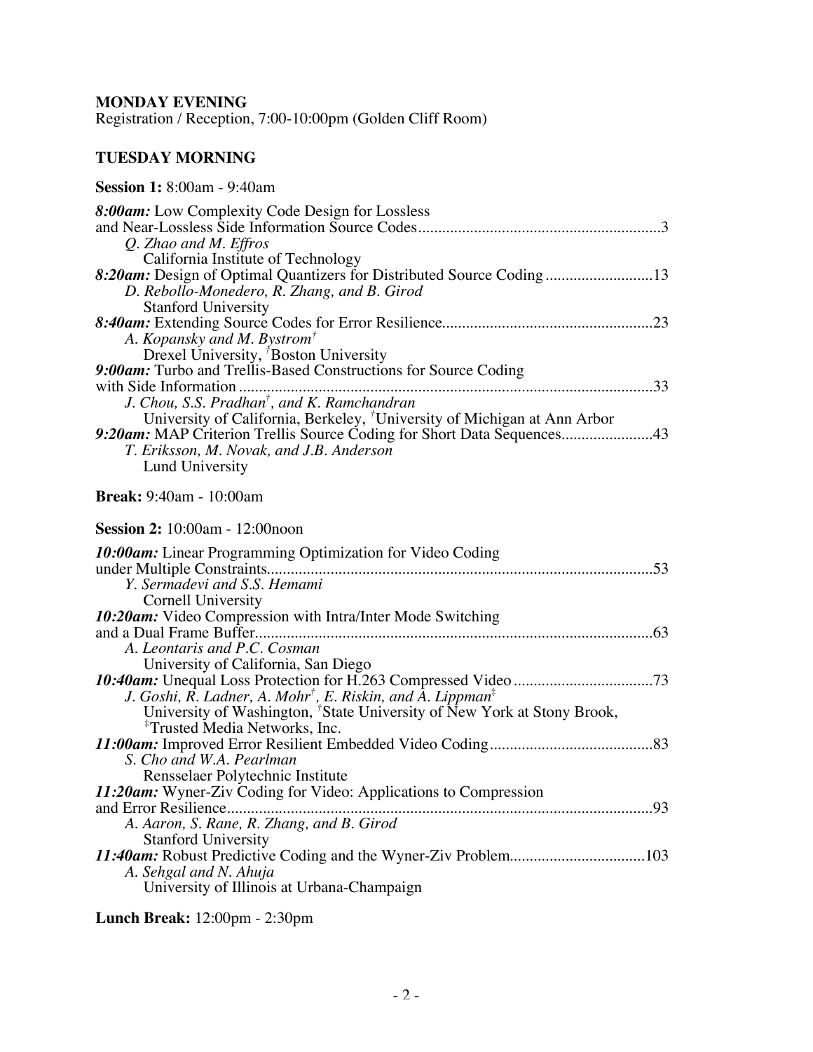**MONDAY EVENING**
Registration / Reception, 7:00-10:00pm (Golden Cliff Room)

**TUESDAY MORNING**

**Session 1:** 8:00am - 9:40am

***8:00am:*** Low Complexity Code Design for Lossless and Near-Lossless Side Information Source Codes ........................................................... 3
*Q. Zhao and M. Effros*
California Institute of Technology

***8:20am:*** Design of Optimal Quantizers for Distributed Source Coding .......................... 13
*D. Rebollo-Monedero, R. Zhang, and B. Girod*
Stanford University

***8:40am:*** Extending Source Codes for Error Resilience .................................................... 23
*A. Kopansky and M. Bystrom*[†]
Drexel University, [†]Boston University

***9:00am:*** Turbo and Trellis-Based Constructions for Source Coding with Side Information ........................................................................................................ 33
*J. Chou, S.S. Pradhan*[†]*, and K. Ramchandran*
University of California, Berkeley, [†]University of Michigan at Ann Arbor

***9:20am:*** MAP Criterion Trellis Source Coding for Short Data Sequences ...................... 43
*T. Eriksson, M. Novak, and J.B. Anderson*
Lund University

**Break:** 9:40am - 10:00am

**Session 2:** 10:00am - 12:00noon

***10:00am:*** Linear Programming Optimization for Video Coding under Multiple Constraints ................................................................................................ 53
*Y. Sermadevi and S.S. Hemami*
Cornell University

***10:20am:*** Video Compression with Intra/Inter Mode Switching and a Dual Frame Buffer .................................................................................................... 63
*A. Leontaris and P.C. Cosman*
University of California, San Diego

***10:40am:*** Unequal Loss Protection for H.263 Compressed Video .................................. 73
*J. Goshi, R. Ladner, A. Mohr*[†]*, E. Riskin, and A. Lippman*[‡]
University of Washington, [†]State University of New York at Stony Brook, [‡]Trusted Media Networks, Inc.

***11:00am:*** Improved Error Resilient Embedded Video Coding ........................................ 83
*S. Cho and W.A. Pearlman*
Rensselaer Polytechnic Institute

***11:20am:*** Wyner-Ziv Coding for Video: Applications to Compression and Error Resilience ........................................................................................................... 93
*A. Aaron, S. Rane, R. Zhang, and B. Girod*
Stanford University

***11:40am:*** Robust Predictive Coding and the Wyner-Ziv Problem ................................. 103
*A. Sehgal and N. Ahuja*
University of Illinois at Urbana-Champaign

**Lunch Break:** 12:00pm - 2:30pm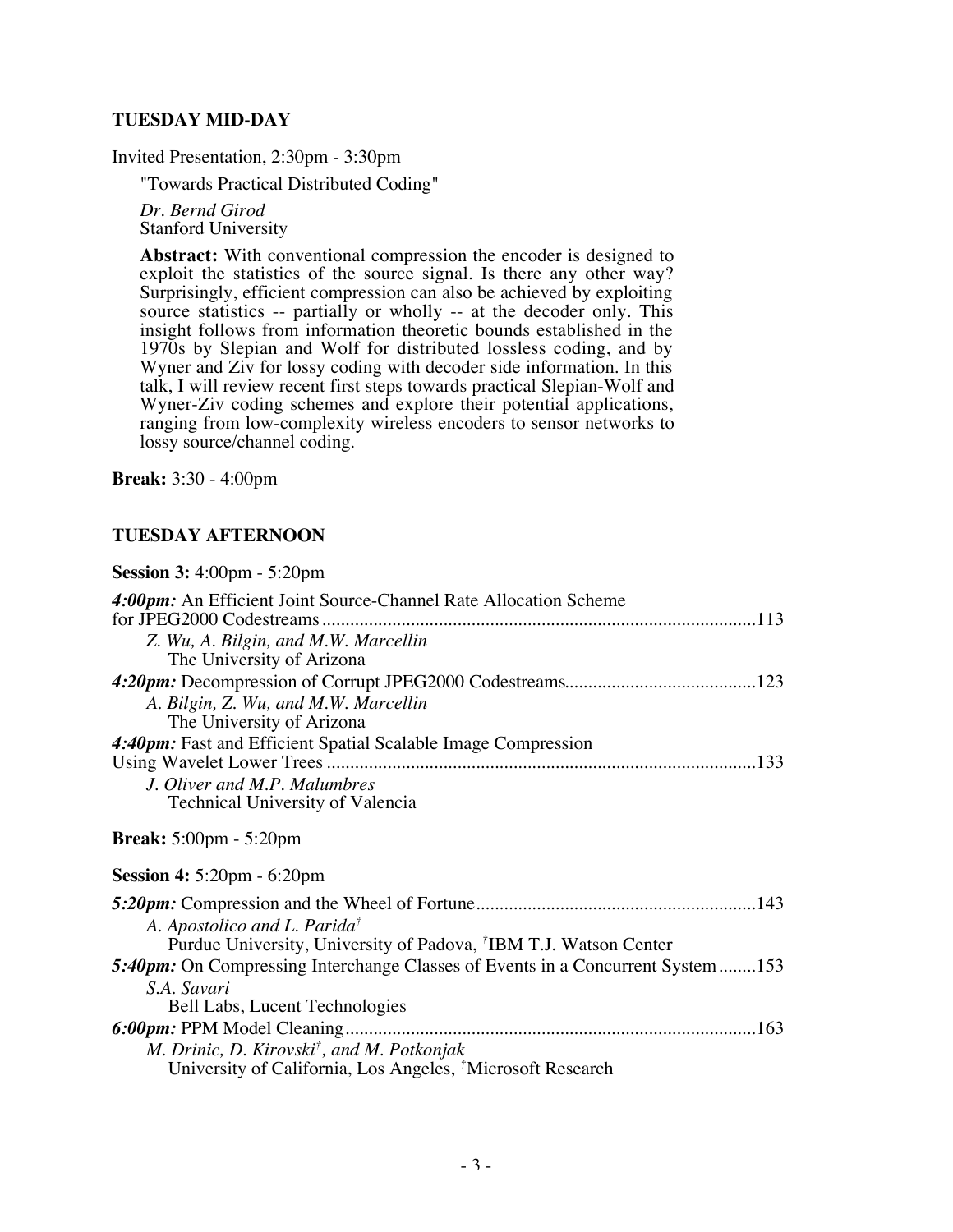## TUESDAY MID-DAY

Invited Presentation, 2:30pm - 3:30pm

"Towards Practical Distributed Coding"

*Dr. Bernd Girod*
Stanford University

**Abstract:** With conventional compression the encoder is designed to exploit the statistics of the source signal. Is there any other way? Surprisingly, efficient compression can also be achieved by exploiting source statistics -- partially or wholly -- at the decoder only. This insight follows from information theoretic bounds established in the 1970s by Slepian and Wolf for distributed lossless coding, and by Wyner and Ziv for lossy coding with decoder side information. In this talk, I will review recent first steps towards practical Slepian-Wolf and Wyner-Ziv coding schemes and explore their potential applications, ranging from low-complexity wireless encoders to sensor networks to lossy source/channel coding.

**Break:** 3:30 - 4:00pm

## TUESDAY AFTERNOON

**Session 3:** 4:00pm - 5:20pm

***4:00pm:*** An Efficient Joint Source-Channel Rate Allocation Scheme for JPEG2000 Codestreams ....................113
*Z. Wu, A. Bilgin, and M.W. Marcellin*
The University of Arizona

***4:20pm:*** Decompression of Corrupt JPEG2000 Codestreams....................123
*A. Bilgin, Z. Wu, and M.W. Marcellin*
The University of Arizona

***4:40pm:*** Fast and Efficient Spatial Scalable Image Compression Using Wavelet Lower Trees ....................133
*J. Oliver and M.P. Malumbres*
Technical University of Valencia

**Break:** 5:00pm - 5:20pm

**Session 4:** 5:20pm - 6:20pm

***5:20pm:*** Compression and the Wheel of Fortune....................143
*A. Apostolico and L. Parida*[†]
Purdue University, University of Padova, [†]IBM T.J. Watson Center

***5:40pm:*** On Compressing Interchange Classes of Events in a Concurrent System........153
*S.A. Savari*
Bell Labs, Lucent Technologies

***6:00pm:*** PPM Model Cleaning....................163
*M. Drinic, D. Kirovski*[†]*, and M. Potkonjak*
University of California, Los Angeles, [†]Microsoft Research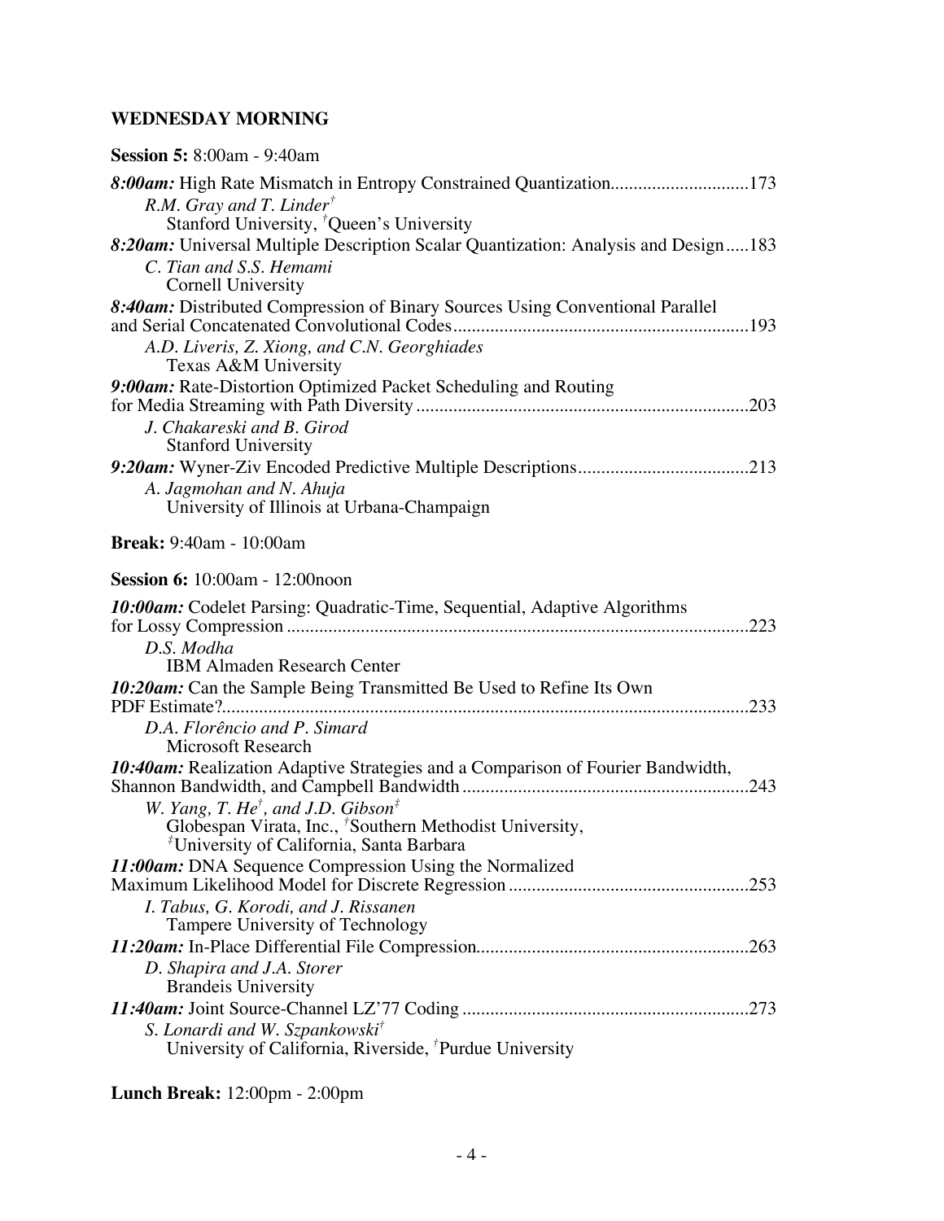## WEDNESDAY MORNING

**Session 5:** 8:00am - 9:40am

***8:00am:*** High Rate Mismatch in Entropy Constrained Quantization..............................173
*R.M. Gray and T. Linder*[†]
Stanford University, [†]Queen's University

***8:20am:*** Universal Multiple Description Scalar Quantization: Analysis and Design.....183
*C. Tian and S.S. Hemami*
Cornell University

***8:40am:*** Distributed Compression of Binary Sources Using Conventional Parallel and Serial Concatenated Convolutional Codes................................................................193
*A.D. Liveris, Z. Xiong, and C.N. Georghiades*
Texas A&M University

***9:00am:*** Rate-Distortion Optimized Packet Scheduling and Routing for Media Streaming with Path Diversity ........................................................................203
*J. Chakareski and B. Girod*
Stanford University

***9:20am:*** Wyner-Ziv Encoded Predictive Multiple Descriptions.....................................213
*A. Jagmohan and N. Ahuja*
University of Illinois at Urbana-Champaign

**Break:** 9:40am - 10:00am

**Session 6:** 10:00am - 12:00noon

***10:00am:*** Codelet Parsing: Quadratic-Time, Sequential, Adaptive Algorithms for Lossy Compression ...................................................................................................223
*D.S. Modha*
IBM Almaden Research Center

***10:20am:*** Can the Sample Being Transmitted Be Used to Refine Its Own PDF Estimate?.................................................................................................................233
*D.A. Florêncio and P. Simard*
Microsoft Research

***10:40am:*** Realization Adaptive Strategies and a Comparison of Fourier Bandwidth, Shannon Bandwidth, and Campbell Bandwidth .............................................................243
*W. Yang, T. He*[†]*, and J.D. Gibson*[‡]
Globespan Virata, Inc., [†]Southern Methodist University, [‡]University of California, Santa Barbara

***11:00am:*** DNA Sequence Compression Using the Normalized Maximum Likelihood Model for Discrete Regression ...................................................253
*I. Tabus, G. Korodi, and J. Rissanen*
Tampere University of Technology

***11:20am:*** In-Place Differential File Compression..........................................................263
*D. Shapira and J.A. Storer*
Brandeis University

***11:40am:*** Joint Source-Channel LZ'77 Coding .............................................................273
*S. Lonardi and W. Szpankowski*[†]
University of California, Riverside, [†]Purdue University

**Lunch Break:** 12:00pm - 2:00pm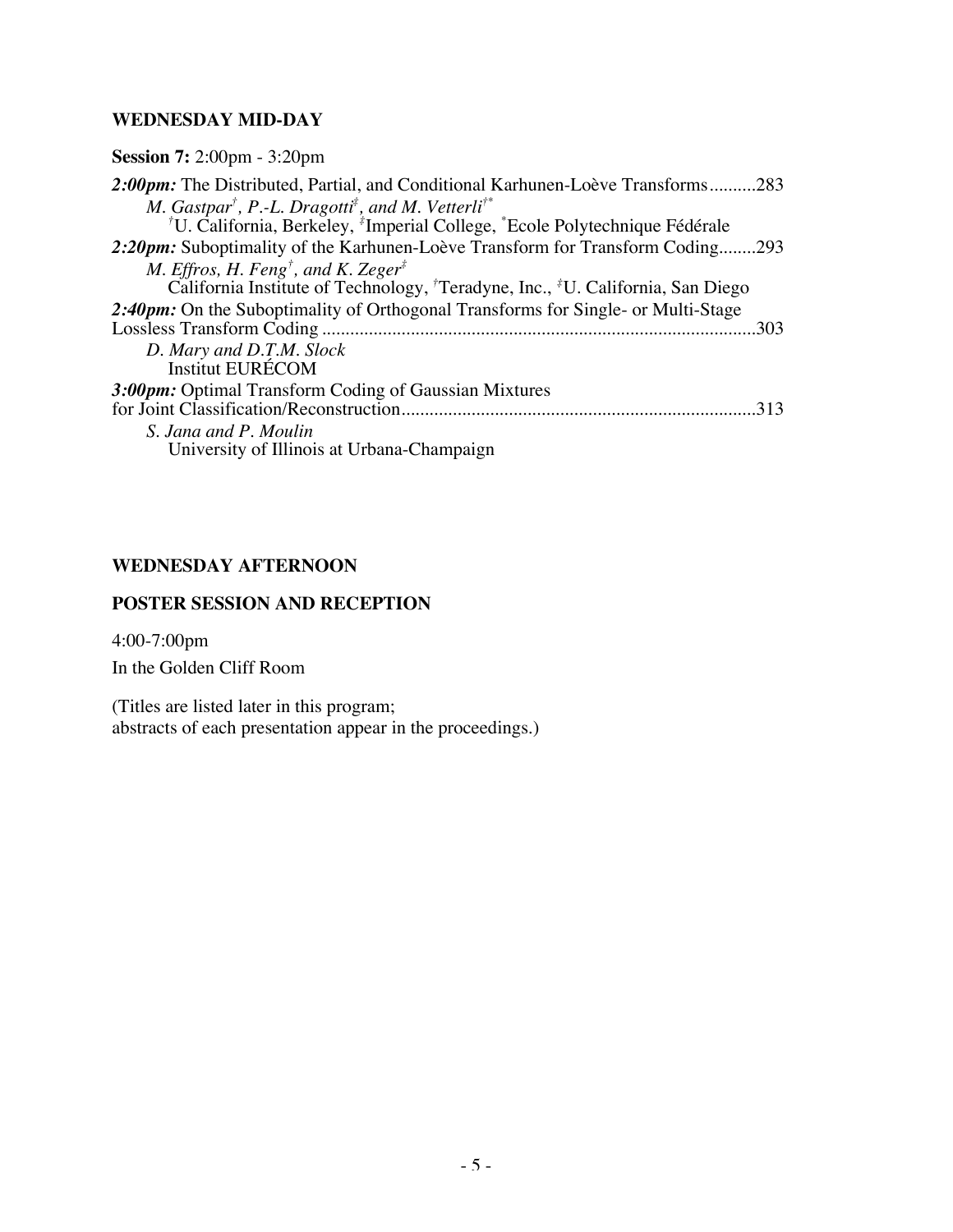### WEDNESDAY MID-DAY

**Session 7:** 2:00pm - 3:20pm

***2:00pm:*** The Distributed, Partial, and Conditional Karhunen-Loève Transforms..........283
*M. Gastpar[†], P.-L. Dragotti[‡], and M. Vetterli[†*]*
[†]U. California, Berkeley, [‡]Imperial College, [*]Ecole Polytechnique Fédérale

***2:20pm:*** Suboptimality of the Karhunen-Loève Transform for Transform Coding........293
*M. Effros, H. Feng[†], and K. Zeger[‡]*
California Institute of Technology, [†]Teradyne, Inc., [‡]U. California, San Diego

***2:40pm:*** On the Suboptimality of Orthogonal Transforms for Single- or Multi-Stage Lossless Transform Coding ..........................................................................................303
*D. Mary and D.T.M. Slock*
Institut EURÉCOM

***3:00pm:*** Optimal Transform Coding of Gaussian Mixtures for Joint Classification/Reconstruction...........................................................................313
*S. Jana and P. Moulin*
University of Illinois at Urbana-Champaign

### WEDNESDAY AFTERNOON

### POSTER SESSION AND RECEPTION

4:00-7:00pm

In the Golden Cliff Room

(Titles are listed later in this program;
abstracts of each presentation appear in the proceedings.)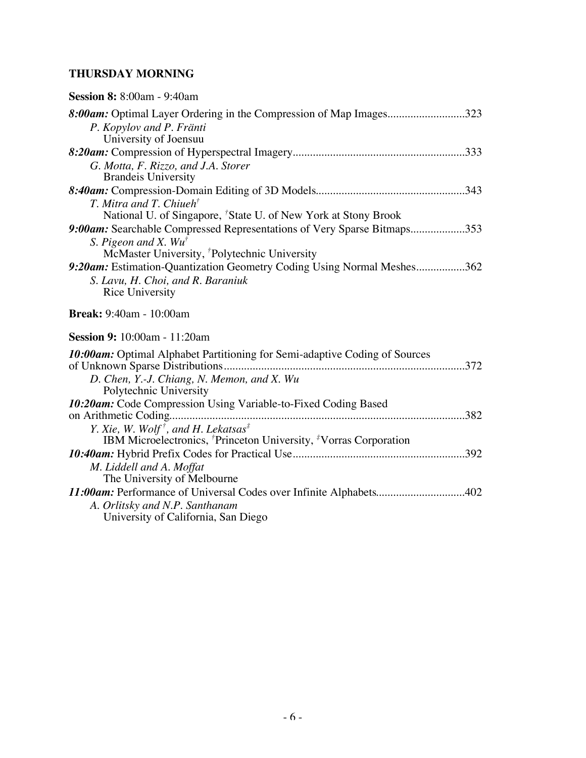## THURSDAY MORNING

**Session 8:** 8:00am - 9:40am

***8:00am:*** Optimal Layer Ordering in the Compression of Map Images..........................323
*P. Kopylov and P. Fränti*
University of Joensuu

***8:20am:*** Compression of Hyperspectral Imagery...........................................................333
*G. Motta, F. Rizzo, and J.A. Storer*
Brandeis University

***8:40am:*** Compression-Domain Editing of 3D Models...................................................343
*T. Mitra and T. Chiueh*[†]
National U. of Singapore, [†]State U. of New York at Stony Brook

***9:00am:*** Searchable Compressed Representations of Very Sparse Bitmaps...................353
*S. Pigeon and X. Wu*[†]
McMaster University, [†]Polytechnic University

***9:20am:*** Estimation-Quantization Geometry Coding Using Normal Meshes.................362
*S. Lavu, H. Choi, and R. Baraniuk*
Rice University

**Break:** 9:40am - 10:00am

**Session 9:** 10:00am - 11:20am

***10:00am:*** Optimal Alphabet Partitioning for Semi-adaptive Coding of Sources of Unknown Sparse Distributions...................................................................................372
*D. Chen, Y.-J. Chiang, N. Memon, and X. Wu*
Polytechnic University

***10:20am:*** Code Compression Using Variable-to-Fixed Coding Based on Arithmetic Coding......................................................................................................382
*Y. Xie, W. Wolf*[†]*, and H. Lekatsas*[‡]
IBM Microelectronics, [†]Princeton University, [‡]Vorras Corporation

***10:40am:*** Hybrid Prefix Codes for Practical Use...........................................................392
*M. Liddell and A. Moffat*
The University of Melbourne

***11:00am:*** Performance of Universal Codes over Infinite Alphabets..............................402
*A. Orlitsky and N.P. Santhanam*
University of California, San Diego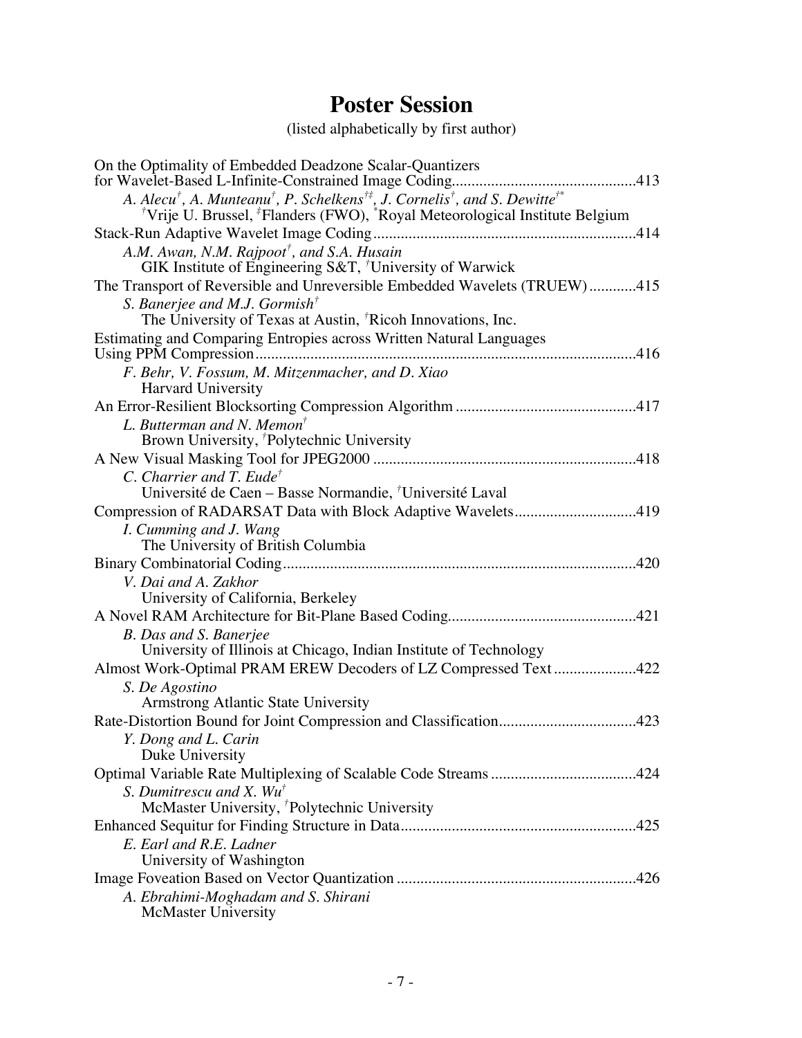# Poster Session

(listed alphabetically by first author)

On the Optimality of Embedded Deadzone Scalar-Quantizers for Wavelet-Based L-Infinite-Constrained Image Coding....................................................413

*A. Alecu[†], A. Munteanu[†], P. Schelkens[†‡], J. Cornelis[†], and S. Dewitte[†*]*
[†]Vrije U. Brussel, [‡]Flanders (FWO), [*]Royal Meteorological Institute Belgium

Stack-Run Adaptive Wavelet Image Coding....................................................414

*A.M. Awan, N.M. Rajpoot[†], and S.A. Husain*
GIK Institute of Engineering S&T, [†]University of Warwick

The Transport of Reversible and Unreversible Embedded Wavelets (TRUEW)............415

*S. Banerjee and M.J. Gormish[†]*
The University of Texas at Austin, [†]Ricoh Innovations, Inc.

Estimating and Comparing Entropies across Written Natural Languages Using PPM Compression....................................................416

*F. Behr, V. Fossum, M. Mitzenmacher, and D. Xiao*
Harvard University

An Error-Resilient Blocksorting Compression Algorithm....................................................417

*L. Butterman and N. Memon[†]*
Brown University, [†]Polytechnic University

A New Visual Masking Tool for JPEG2000....................................................418

*C. Charrier and T. Eude[†]*
Université de Caen – Basse Normandie, [†]Université Laval

Compression of RADARSAT Data with Block Adaptive Wavelets....................................................419

*I. Cumming and J. Wang*
The University of British Columbia

Binary Combinatorial Coding....................................................420

*V. Dai and A. Zakhor*
University of California, Berkeley

A Novel RAM Architecture for Bit-Plane Based Coding....................................................421

*B. Das and S. Banerjee*
University of Illinois at Chicago, Indian Institute of Technology

Almost Work-Optimal PRAM EREW Decoders of LZ Compressed Text....................................................422

*S. De Agostino*
Armstrong Atlantic State University

Rate-Distortion Bound for Joint Compression and Classification....................................................423

*Y. Dong and L. Carin*
Duke University

Optimal Variable Rate Multiplexing of Scalable Code Streams....................................................424

*S. Dumitrescu and X. Wu[†]*
McMaster University, [†]Polytechnic University

Enhanced Sequitur for Finding Structure in Data....................................................425

*E. Earl and R.E. Ladner*
University of Washington

Image Foveation Based on Vector Quantization....................................................426

*A. Ebrahimi-Moghadam and S. Shirani*
McMaster University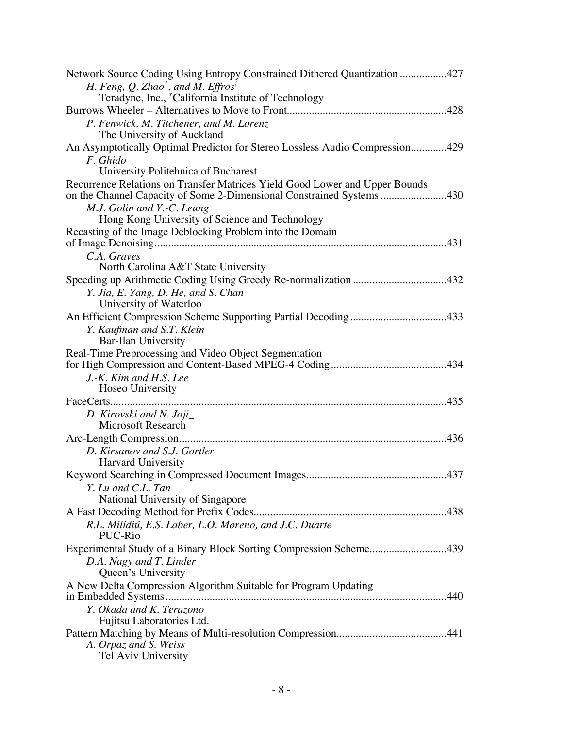Network Source Coding Using Entropy Constrained Dithered Quantization ................427

*H. Feng, Q. Zhao[†], and M. Effros[†]*
Teradyne, Inc., [†]California Institute of Technology

Burrows Wheeler – Alternatives to Move to Front.........................................................428

*P. Fenwick, M. Titchener, and M. Lorenz*
The University of Auckland

An Asymptotically Optimal Predictor for Stereo Lossless Audio Compression.............429

*F. Ghido*
University Politehnica of Bucharest

Recurrence Relations on Transfer Matrices Yield Good Lower and Upper Bounds on the Channel Capacity of Some 2-Dimensional Constrained Systems ........................430

*M.J. Golin and Y.-C. Leung*
Hong Kong University of Science and Technology

Recasting of the Image Deblocking Problem into the Domain of Image Denoising.........................................................................................................431

*C.A. Graves*
North Carolina A&T State University

Speeding up Arithmetic Coding Using Greedy Re-normalization ..................................432

*Y. Jia, E. Yang, D. He, and S. Chan*
University of Waterloo

An Efficient Compression Scheme Supporting Partial Decoding ...................................433

*Y. Kaufman and S.T. Klein*
Bar-Ilan University

Real-Time Preprocessing and Video Object Segmentation for High Compression and Content-Based MPEG-4 Coding..........................................434

*J.-K. Kim and H.S. Lee*
Hoseo University

FaceCerts.........................................................................................................................435

*D. Kirovski and N. Joji_*
Microsoft Research

Arc-Length Compression................................................................................................436

*D. Kirsanov and S.J. Gortler*
Harvard University

Keyword Searching in Compressed Document Images...................................................437

*Y. Lu and C.L. Tan*
National University of Singapore

A Fast Decoding Method for Prefix Codes.....................................................................438

*R.L. Milidiú, E.S. Laber, L.O. Moreno, and J.C. Duarte*
PUC-Rio

Experimental Study of a Binary Block Sorting Compression Scheme............................439

*D.A. Nagy and T. Linder*
Queen's University

A New Delta Compression Algorithm Suitable for Program Updating in Embedded Systems......................................................................................................440

*Y. Okada and K. Terazono*
Fujitsu Laboratories Ltd.

Pattern Matching by Means of Multi-resolution Compression........................................441

*A. Orpaz and S. Weiss*
Tel Aviv University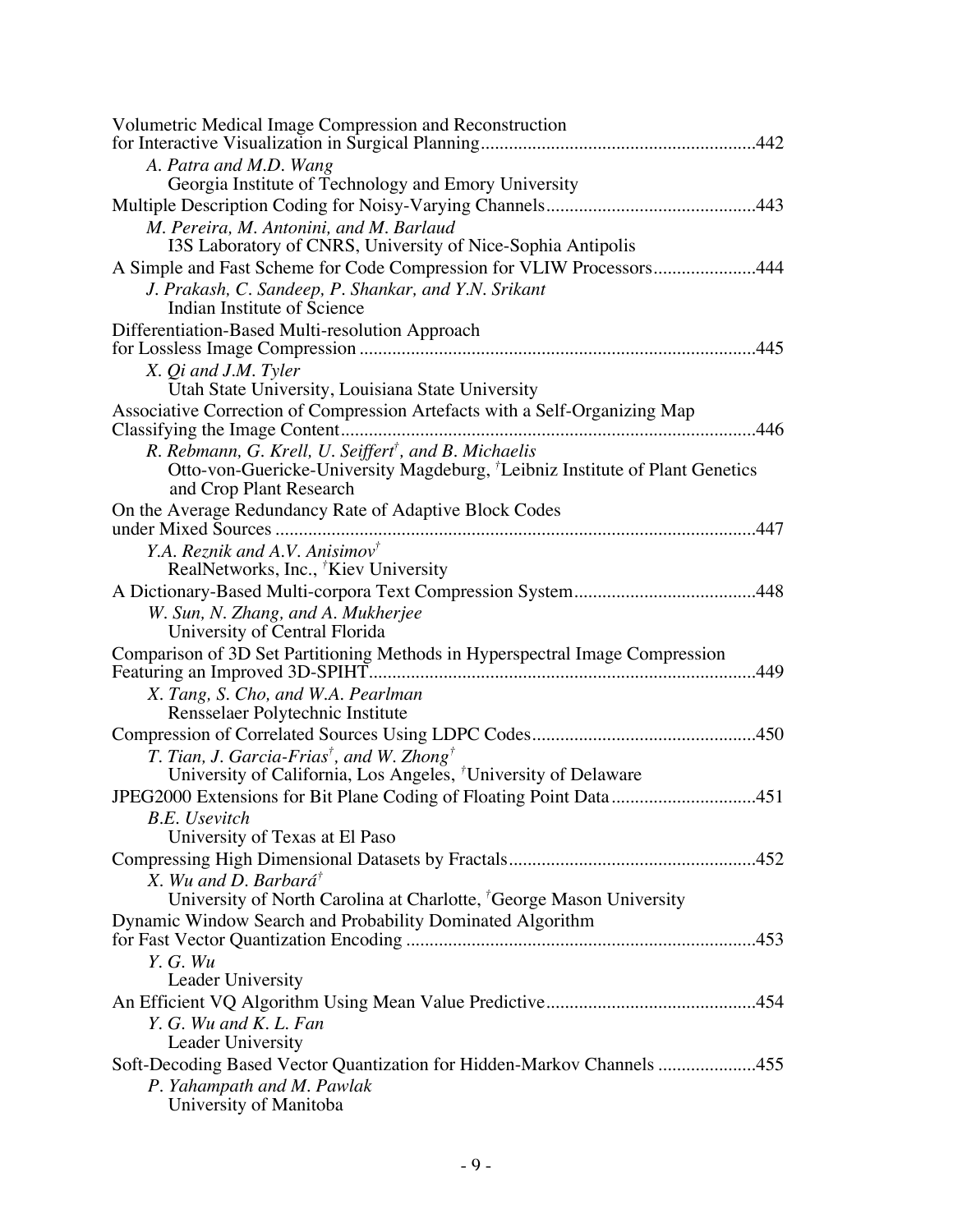Volumetric Medical Image Compression and Reconstruction for Interactive Visualization in Surgical Planning....442

*A. Patra and M.D. Wang*
Georgia Institute of Technology and Emory University

Multiple Description Coding for Noisy-Varying Channels....443

*M. Pereira, M. Antonini, and M. Barlaud*
I3S Laboratory of CNRS, University of Nice-Sophia Antipolis

A Simple and Fast Scheme for Code Compression for VLIW Processors....444

*J. Prakash, C. Sandeep, P. Shankar, and Y.N. Srikant*
Indian Institute of Science

Differentiation-Based Multi-resolution Approach for Lossless Image Compression....445

*X. Qi and J.M. Tyler*
Utah State University, Louisiana State University

Associative Correction of Compression Artefacts with a Self-Organizing Map Classifying the Image Content....446

*R. Rebmann, G. Krell, U. Seiffert*[†]*, and B. Michaelis*
Otto-von-Guericke-University Magdeburg, [†]Leibniz Institute of Plant Genetics and Crop Plant Research

On the Average Redundancy Rate of Adaptive Block Codes under Mixed Sources....447

*Y.A. Reznik and A.V. Anisimov*[†]
RealNetworks, Inc., [†]Kiev University

A Dictionary-Based Multi-corpora Text Compression System....448

*W. Sun, N. Zhang, and A. Mukherjee*
University of Central Florida

Comparison of 3D Set Partitioning Methods in Hyperspectral Image Compression Featuring an Improved 3D-SPIHT....449

*X. Tang, S. Cho, and W.A. Pearlman*
Rensselaer Polytechnic Institute

Compression of Correlated Sources Using LDPC Codes....450

*T. Tian, J. Garcia-Frias*[†]*, and W. Zhong*[†]
University of California, Los Angeles, [†]University of Delaware

JPEG2000 Extensions for Bit Plane Coding of Floating Point Data....451

*B.E. Usevitch*
University of Texas at El Paso

Compressing High Dimensional Datasets by Fractals....452

*X. Wu and D. Barbará*[†]
University of North Carolina at Charlotte, [†]George Mason University

Dynamic Window Search and Probability Dominated Algorithm for Fast Vector Quantization Encoding....453

*Y. G. Wu*
Leader University

An Efficient VQ Algorithm Using Mean Value Predictive....454

*Y. G. Wu and K. L. Fan*
Leader University

Soft-Decoding Based Vector Quantization for Hidden-Markov Channels....455

*P. Yahampath and M. Pawlak*
University of Manitoba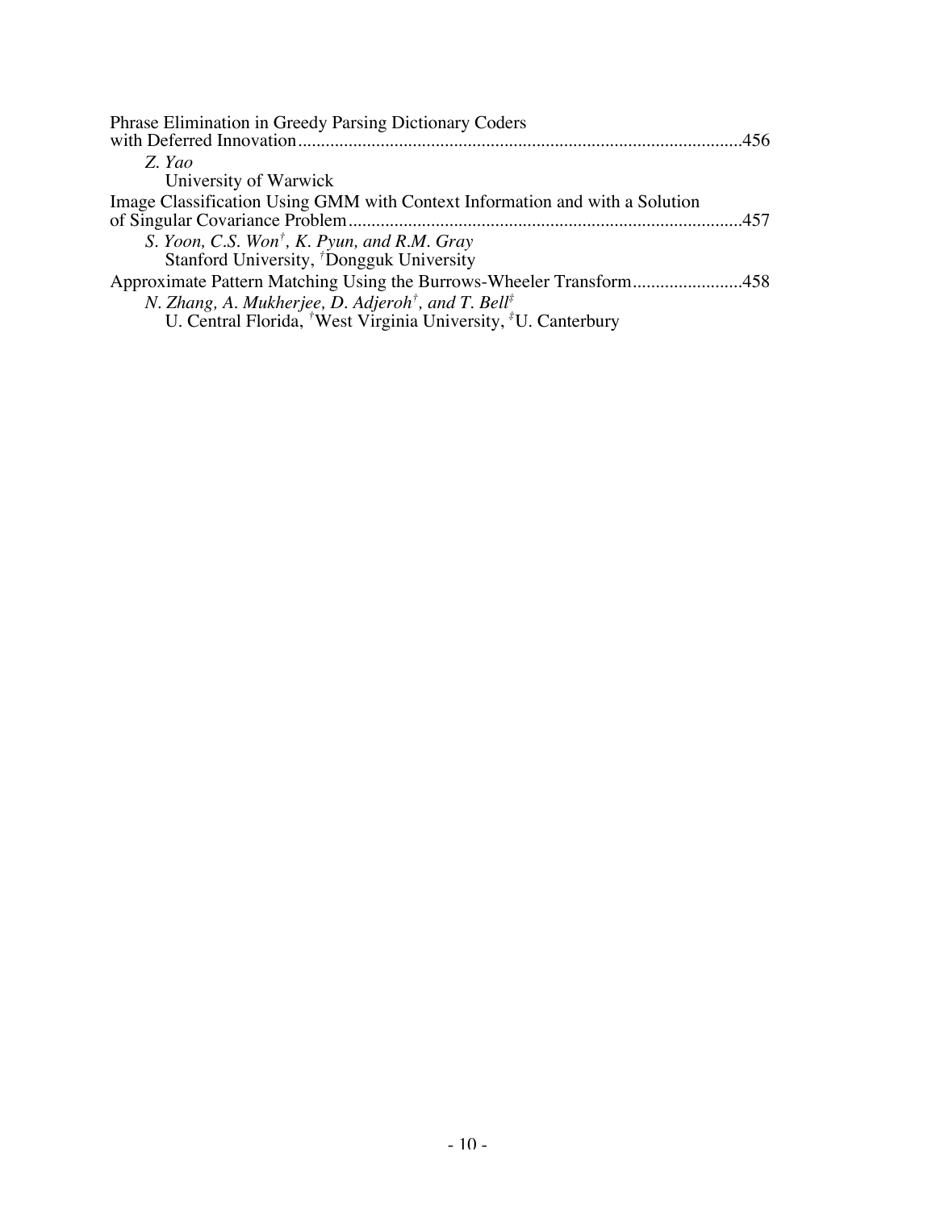Phrase Elimination in Greedy Parsing Dictionary Coders with Deferred Innovation ........ 456

*Z. Yao*
University of Warwick

Image Classification Using GMM with Context Information and with a Solution of Singular Covariance Problem ........ 457

*S. Yoon, C.S. Won[†], K. Pyun, and R.M. Gray*
Stanford University, [†]Dongguk University

Approximate Pattern Matching Using the Burrows-Wheeler Transform ........ 458

*N. Zhang, A. Mukherjee, D. Adjeroh[†], and T. Bell[‡]*
U. Central Florida, [†]West Virginia University, [‡]U. Canterbury